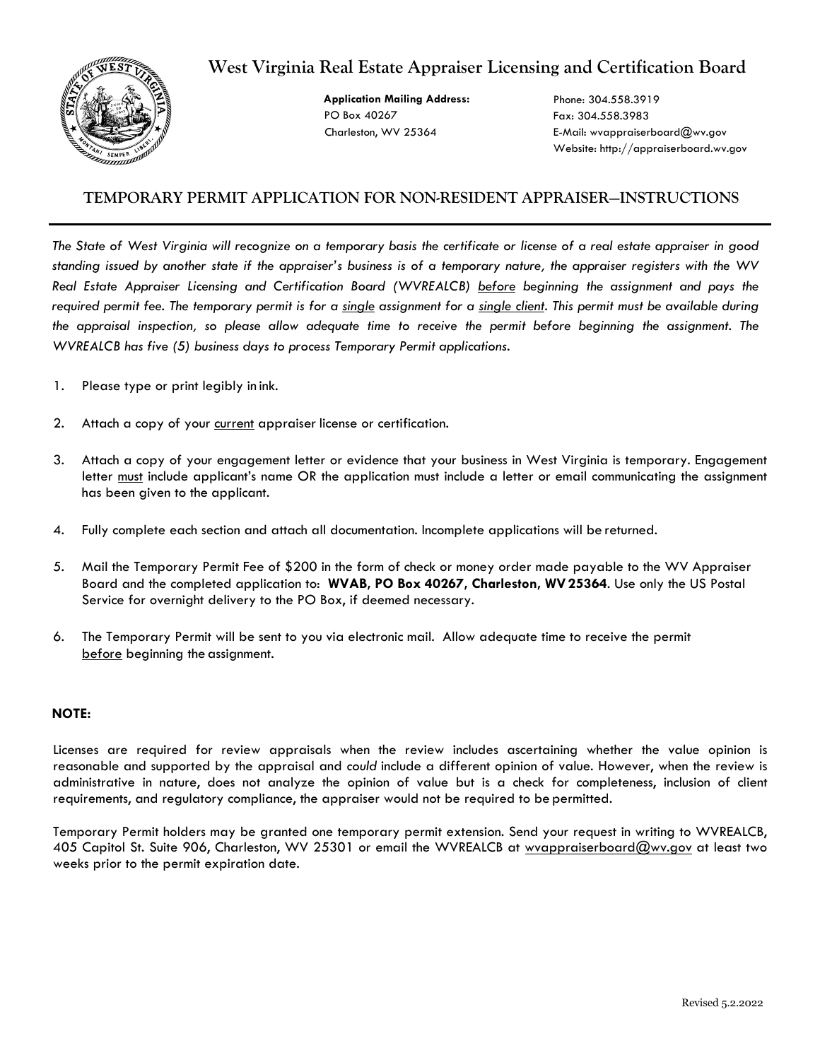# West Virginia Real Estate Appraiser Licensing and Certification Board

**Application Mailing Address:**
PO Box 40267
Charleston, WV 25364

Phone: 304.558.3919
Fax: 304.558.3983
E-Mail: wvappraiserboard@wv.gov
Website: http://appraiserboard.wv.gov

## TEMPORARY PERMIT APPLICATION FOR NON-RESIDENT APPRAISER—INSTRUCTIONS

*The State of West Virginia will recognize on a temporary basis the certificate or license of a real estate appraiser in good standing issued by another state if the appraiser's business is of a temporary nature, the appraiser registers with the WV Real Estate Appraiser Licensing and Certification Board (WVREALCB) before beginning the assignment and pays the required permit fee. The temporary permit is for a single assignment for a single client. This permit must be available during the appraisal inspection, so please allow adequate time to receive the permit before beginning the assignment. The WVREALCB has five (5) business days to process Temporary Permit applications.*

1. Please type or print legibly in ink.
2. Attach a copy of your current appraiser license or certification.
3. Attach a copy of your engagement letter or evidence that your business in West Virginia is temporary. Engagement letter must include applicant's name OR the application must include a letter or email communicating the assignment has been given to the applicant.
4. Fully complete each section and attach all documentation. Incomplete applications will be returned.
5. Mail the Temporary Permit Fee of $200 in the form of check or money order made payable to the WV Appraiser Board and the completed application to: **WVAB, PO Box 40267, Charleston, WV 25364**. Use only the US Postal Service for overnight delivery to the PO Box, if deemed necessary.
6. The Temporary Permit will be sent to you via electronic mail. Allow adequate time to receive the permit before beginning the assignment.

**NOTE:**

Licenses are required for review appraisals when the review includes ascertaining whether the value opinion is reasonable and supported by the appraisal and *could* include a different opinion of value. However, when the review is administrative in nature, does not analyze the opinion of value but is a check for completeness, inclusion of client requirements, and regulatory compliance, the appraiser would not be required to be permitted.

Temporary Permit holders may be granted one temporary permit extension. Send your request in writing to WVREALCB, 405 Capitol St. Suite 906, Charleston, WV 25301 or email the WVREALCB at wvappraiserboard@wv.gov at least two weeks prior to the permit expiration date.

Revised 5.2.2022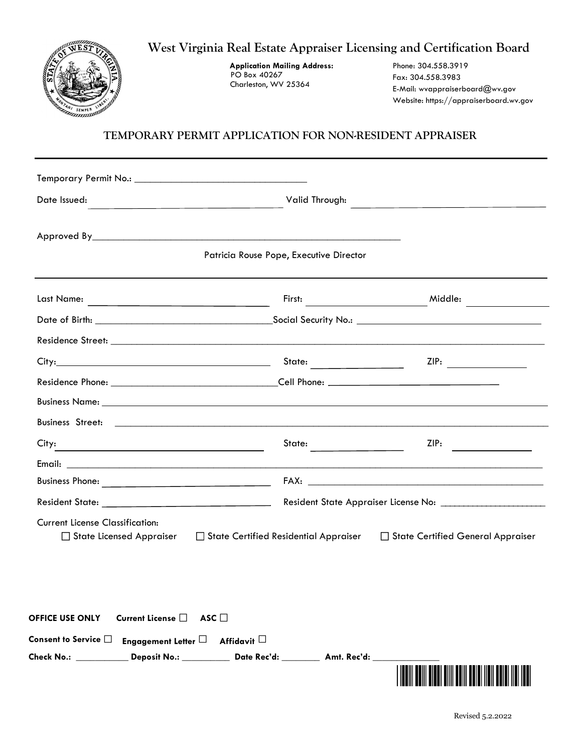# West Virginia Real Estate Appraiser Licensing and Certification Board

**Application Mailing Address:**
PO Box 40267
Charleston, WV 25364

Phone: 304.558.3919
Fax: 304.558.3983
E-Mail: wvappraiserboard@wv.gov
Website: https://appraiserboard.wv.gov

## TEMPORARY PERMIT APPLICATION FOR NON-RESIDENT APPRAISER

---

Temporary Permit No.: ________________________________

Date Issued: ________________________________ Valid Through: ________________________________

Approved By________________________________________________________
Patricia Rouse Pope, Executive Director

---

Last Name: ____________________________ First: ____________________ Middle: ______________

Date of Birth: ______________________________Social Security No.: ________________________________

Residence Street: ________________________________________________________________________

City:________________________________________ State: ______________ ZIP: ______________

Residence Phone: ______________________________Cell Phone: ______________________________

Business Name: ________________________________________________________________________

Business Street: ________________________________________________________________________

City: ________________________________________ State: ______________ ZIP: ______________

Email: ________________________________________________________________________________

Business Phone: ______________________________ FAX: ________________________________________

Resident State: ______________________________ Resident State Appraiser License No: ____________________

Current License Classification:

☐ State Licensed Appraiser ☐ State Certified Residential Appraiser ☐ State Certified General Appraiser

**OFFICE USE ONLY** **Current License** ☐ **ASC** ☐

**Consent to Service** ☐ **Engagement Letter** ☐ **Affidavit** ☐

**Check No.:** __________ **Deposit No.:** __________ **Date Rec'd:** ________ **Amt. Rec'd:** ____________

Revised 5.2.2022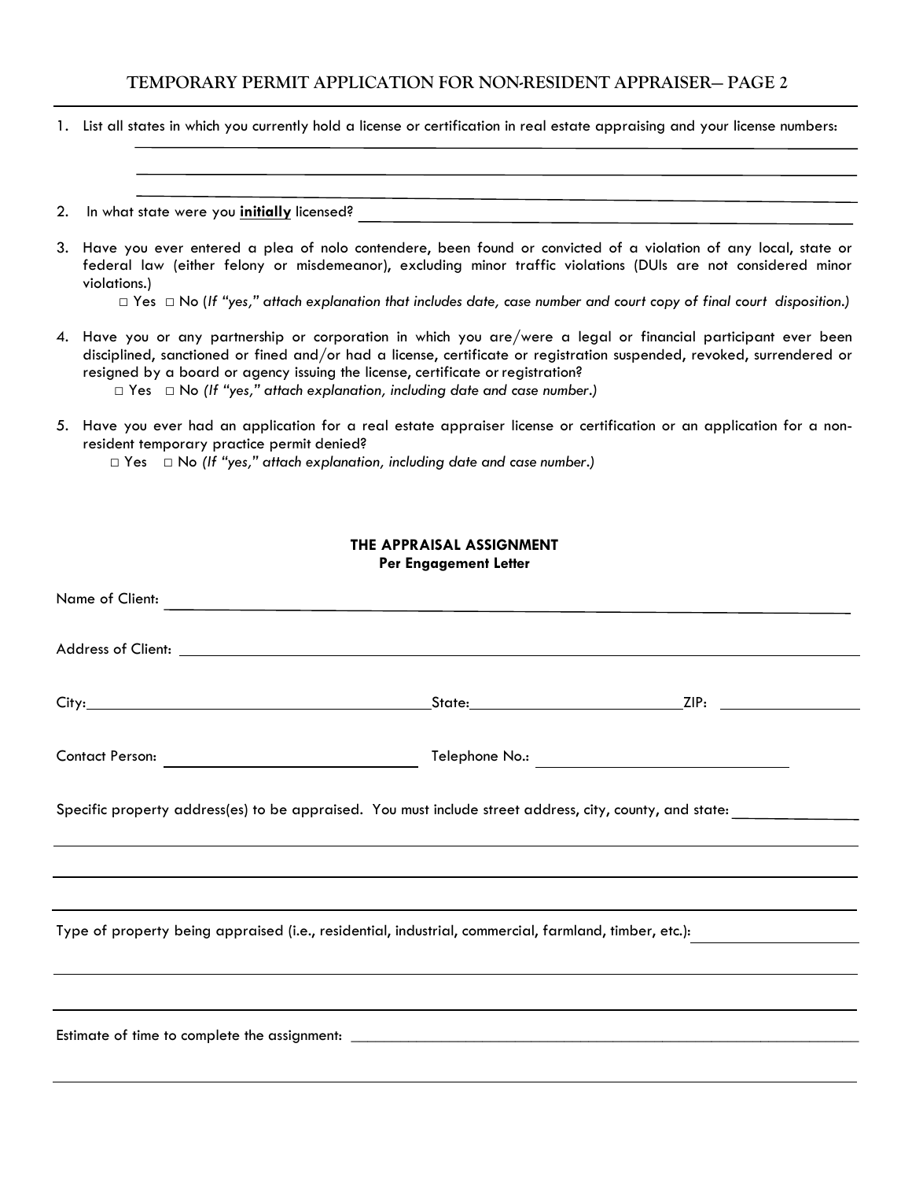# TEMPORARY PERMIT APPLICATION FOR NON-RESIDENT APPRAISER– PAGE 2

1. List all states in which you currently hold a license or certification in real estate appraising and your license numbers: \_\_\_\_\_\_\_\_\_\_\_\_\_\_\_\_\_\_\_\_\_\_\_\_\_\_\_\_\_\_\_\_\_\_\_\_\_\_\_\_

   \_\_\_\_\_\_\_\_\_\_\_\_\_\_\_\_\_\_\_\_\_\_\_\_\_\_\_\_\_\_\_\_\_\_\_\_\_\_\_\_

   \_\_\_\_\_\_\_\_\_\_\_\_\_\_\_\_\_\_\_\_\_\_\_\_\_\_\_\_\_\_\_\_\_\_\_\_\_\_\_\_

2. In what state were you **initially** licensed? \_\_\_\_\_\_\_\_\_\_\_\_\_\_\_\_\_\_\_\_\_\_\_\_\_\_\_\_\_\_\_\_\_\_\_\_\_\_\_\_

3. Have you ever entered a plea of nolo contendere, been found or convicted of a violation of any local, state or federal law (either felony or misdemeanor), excluding minor traffic violations (DUIs are not considered minor violations.)

   □ Yes □ No (*If "yes," attach explanation that includes date, case number and court copy of final court disposition.)*

4. Have you or any partnership or corporation in which you are/were a legal or financial participant ever been disciplined, sanctioned or fined and/or had a license, certificate or registration suspended, revoked, surrendered or resigned by a board or agency issuing the license, certificate or registration?

   □ Yes □ No *(If "yes," attach explanation, including date and case number.)*

5. Have you ever had an application for a real estate appraiser license or certification or an application for a non-resident temporary practice permit denied?

   □ Yes □ No *(If "yes," attach explanation, including date and case number.)*

## THE APPRAISAL ASSIGNMENT

**Per Engagement Letter**

Name of Client: \_\_\_\_\_\_\_\_\_\_\_\_\_\_\_\_\_\_\_\_\_\_\_\_\_\_\_\_\_\_\_\_\_\_\_\_\_\_\_\_

Address of Client: \_\_\_\_\_\_\_\_\_\_\_\_\_\_\_\_\_\_\_\_\_\_\_\_\_\_\_\_\_\_\_\_\_\_\_\_\_\_\_\_

City: \_\_\_\_\_\_\_\_\_\_\_\_\_\_\_\_\_\_\_\_ State: \_\_\_\_\_\_\_\_\_\_\_\_\_\_\_\_ ZIP: \_\_\_\_\_\_\_\_\_\_\_\_

Contact Person: \_\_\_\_\_\_\_\_\_\_\_\_\_\_\_\_\_\_\_\_ Telephone No.: \_\_\_\_\_\_\_\_\_\_\_\_\_\_\_\_\_\_\_\_

Specific property address(es) to be appraised. You must include street address, city, county, and state: \_\_\_\_\_\_\_\_\_\_\_\_\_\_\_\_

\_\_\_\_\_\_\_\_\_\_\_\_\_\_\_\_\_\_\_\_\_\_\_\_\_\_\_\_\_\_\_\_\_\_\_\_\_\_\_\_

\_\_\_\_\_\_\_\_\_\_\_\_\_\_\_\_\_\_\_\_\_\_\_\_\_\_\_\_\_\_\_\_\_\_\_\_\_\_\_\_

\_\_\_\_\_\_\_\_\_\_\_\_\_\_\_\_\_\_\_\_\_\_\_\_\_\_\_\_\_\_\_\_\_\_\_\_\_\_\_\_

Type of property being appraised (i.e., residential, industrial, commercial, farmland, timber, etc.): \_\_\_\_\_\_\_\_\_\_\_\_\_\_\_\_

\_\_\_\_\_\_\_\_\_\_\_\_\_\_\_\_\_\_\_\_\_\_\_\_\_\_\_\_\_\_\_\_\_\_\_\_\_\_\_\_

\_\_\_\_\_\_\_\_\_\_\_\_\_\_\_\_\_\_\_\_\_\_\_\_\_\_\_\_\_\_\_\_\_\_\_\_\_\_\_\_

Estimate of time to complete the assignment: \_\_\_\_\_\_\_\_\_\_\_\_\_\_\_\_\_\_\_\_\_\_\_\_\_\_\_\_\_\_\_\_\_\_\_\_\_\_\_\_

\_\_\_\_\_\_\_\_\_\_\_\_\_\_\_\_\_\_\_\_\_\_\_\_\_\_\_\_\_\_\_\_\_\_\_\_\_\_\_\_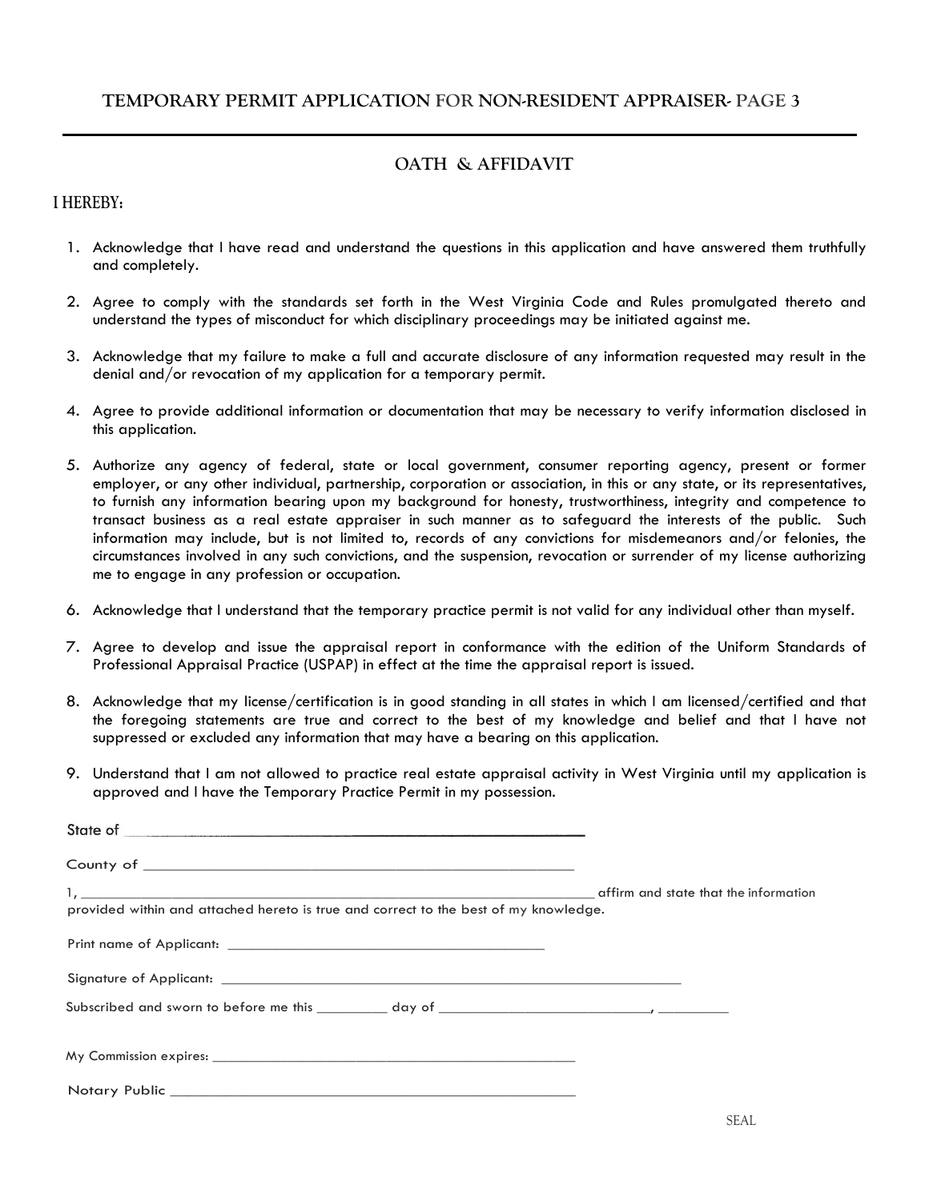## TEMPORARY PERMIT APPLICATION FOR NON-RESIDENT APPRAISER- PAGE 3

---

### OATH & AFFIDAVIT

**I HEREBY:**

1. Acknowledge that I have read and understand the questions in this application and have answered them truthfully and completely.

2. Agree to comply with the standards set forth in the West Virginia Code and Rules promulgated thereto and understand the types of misconduct for which disciplinary proceedings may be initiated against me.

3. Acknowledge that my failure to make a full and accurate disclosure of any information requested may result in the denial and/or revocation of my application for a temporary permit.

4. Agree to provide additional information or documentation that may be necessary to verify information disclosed in this application.

5. Authorize any agency of federal, state or local government, consumer reporting agency, present or former employer, or any other individual, partnership, corporation or association, in this or any state, or its representatives, to furnish any information bearing upon my background for honesty, trustworthiness, integrity and competence to transact business as a real estate appraiser in such manner as to safeguard the interests of the public. Such information may include, but is not limited to, records of any convictions for misdemeanors and/or felonies, the circumstances involved in any such convictions, and the suspension, revocation or surrender of my license authorizing me to engage in any profession or occupation.

6. Acknowledge that I understand that the temporary practice permit is not valid for any individual other than myself.

7. Agree to develop and issue the appraisal report in conformance with the edition of the Uniform Standards of Professional Appraisal Practice (USPAP) in effect at the time the appraisal report is issued.

8. Acknowledge that my license/certification is in good standing in all states in which I am licensed/certified and that the foregoing statements are true and correct to the best of my knowledge and belief and that I have not suppressed or excluded any information that may have a bearing on this application.

9. Understand that I am not allowed to practice real estate appraisal activity in West Virginia until my application is approved and I have the Temporary Practice Permit in my possession.

State of ____________________________________________

County of ____________________________________________

I, ____________________________________________ affirm and state that the information provided within and attached hereto is true and correct to the best of my knowledge.

Print name of Applicant: ______________________________

Signature of Applicant: ______________________________

Subscribed and sworn to before me this _________ day of ___________________________, _________

My Commission expires: ______________________________

Notary Public ______________________________

SEAL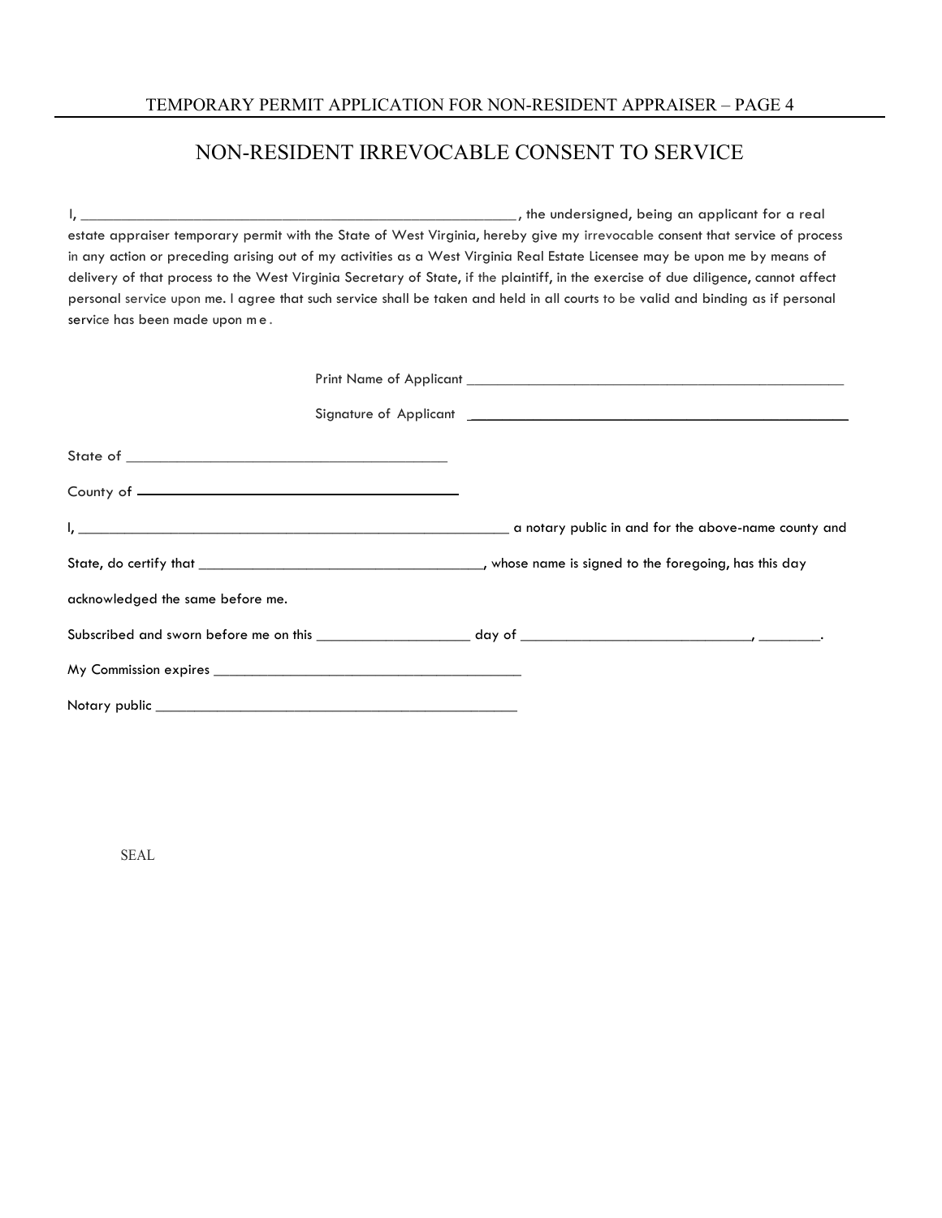# NON-RESIDENT IRREVOCABLE CONSENT TO SERVICE

I, ________________________________________________________, the undersigned, being an applicant for a real estate appraiser temporary permit with the State of West Virginia, hereby give my irrevocable consent that service of process in any action or preceding arising out of my activities as a West Virginia Real Estate Licensee may be upon me by means of delivery of that process to the West Virginia Secretary of State, if the plaintiff, in the exercise of due diligence, cannot affect personal service upon me. I agree that such service shall be taken and held in all courts to be valid and binding as if personal service has been made upon me.

Print Name of Applicant ________________________________________________

Signature of Applicant ________________________________________________

State of ________________________________________

County of ________________________________________

I, ________________________________________________________ a notary public in and for the above-name county and State, do certify that ______________________________________, whose name is signed to the foregoing, has this day acknowledged the same before me.

Subscribed and sworn before me on this ___________________ day of _____________________________, ________.

My Commission expires ________________________________________

Notary public ______________________________________________

SEAL